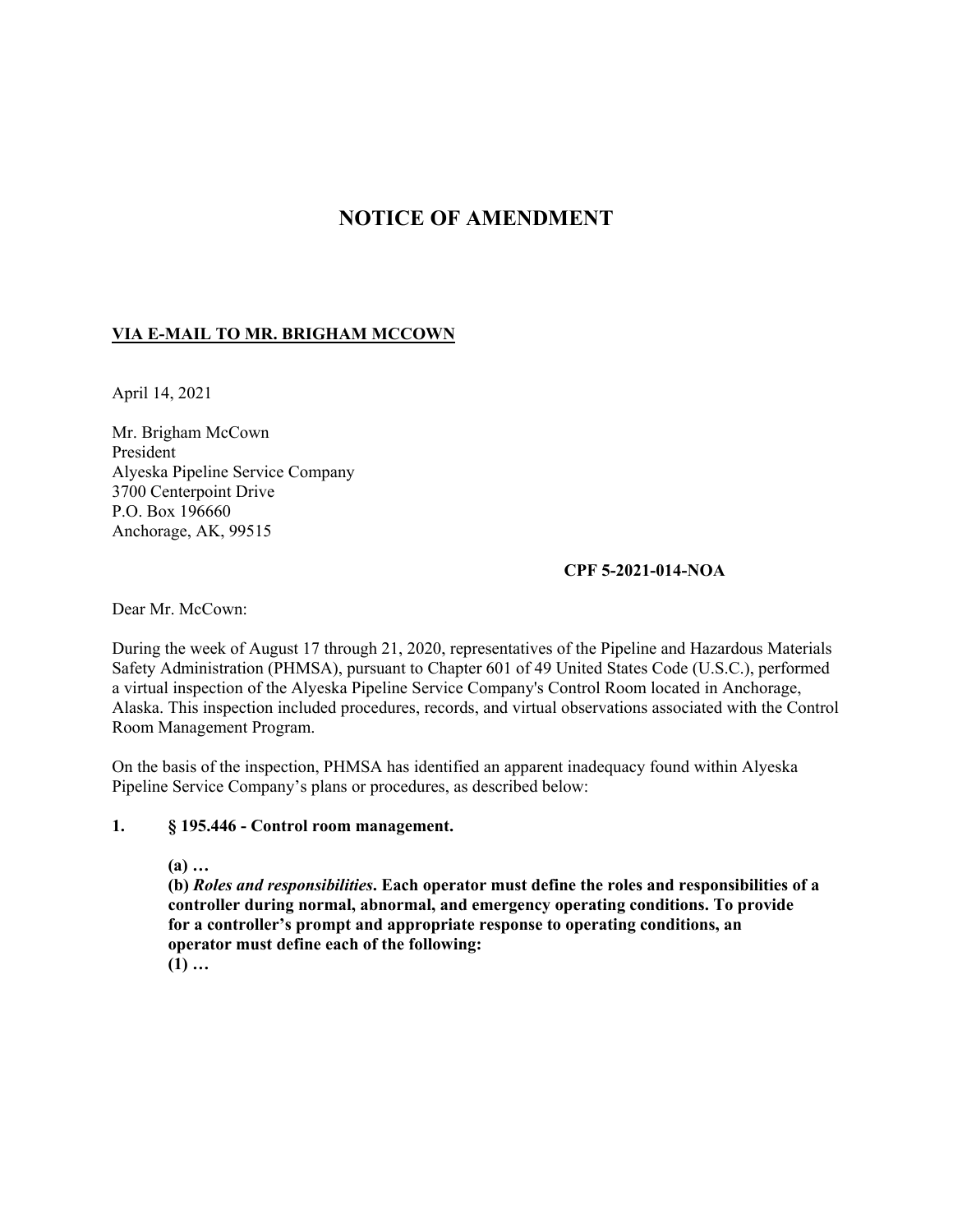# NOTICE OF AMENDMENT

**VIA E-MAIL TO MR. BRIGHAM MCCOWN**

April 14, 2021

Mr. Brigham McCown
President
Alyeska Pipeline Service Company
3700 Centerpoint Drive
P.O. Box 196660
Anchorage, AK, 99515

**CPF 5-2021-014-NOA**

Dear Mr. McCown:

During the week of August 17 through 21, 2020, representatives of the Pipeline and Hazardous Materials Safety Administration (PHMSA), pursuant to Chapter 601 of 49 United States Code (U.S.C.), performed a virtual inspection of the Alyeska Pipeline Service Company's Control Room located in Anchorage, Alaska. This inspection included procedures, records, and virtual observations associated with the Control Room Management Program.

On the basis of the inspection, PHMSA has identified an apparent inadequacy found within Alyeska Pipeline Service Company's plans or procedures, as described below:

**1. § 195.446 - Control room management.**

**(a) …**
**(b) *Roles and responsibilities*. Each operator must define the roles and responsibilities of a controller during normal, abnormal, and emergency operating conditions. To provide for a controller's prompt and appropriate response to operating conditions, an operator must define each of the following:**
**(1) …**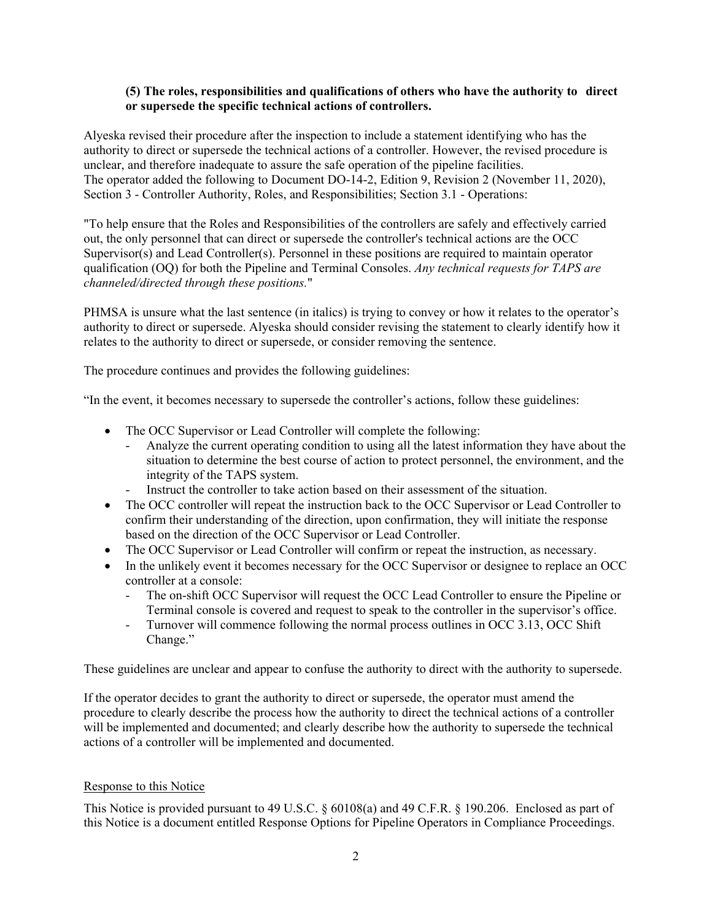**(5) The roles, responsibilities and qualifications of others who have the authority to direct or supersede the specific technical actions of controllers.**

Alyeska revised their procedure after the inspection to include a statement identifying who has the authority to direct or supersede the technical actions of a controller. However, the revised procedure is unclear, and therefore inadequate to assure the safe operation of the pipeline facilities. The operator added the following to Document DO-14-2, Edition 9, Revision 2 (November 11, 2020), Section 3 - Controller Authority, Roles, and Responsibilities; Section 3.1 - Operations:

"To help ensure that the Roles and Responsibilities of the controllers are safely and effectively carried out, the only personnel that can direct or supersede the controller's technical actions are the OCC Supervisor(s) and Lead Controller(s). Personnel in these positions are required to maintain operator qualification (OQ) for both the Pipeline and Terminal Consoles. *Any technical requests for TAPS are channeled/directed through these positions.*"

PHMSA is unsure what the last sentence (in italics) is trying to convey or how it relates to the operator's authority to direct or supersede. Alyeska should consider revising the statement to clearly identify how it relates to the authority to direct or supersede, or consider removing the sentence.

The procedure continues and provides the following guidelines:

"In the event, it becomes necessary to supersede the controller's actions, follow these guidelines:

- The OCC Supervisor or Lead Controller will complete the following:
  - Analyze the current operating condition to using all the latest information they have about the situation to determine the best course of action to protect personnel, the environment, and the integrity of the TAPS system.
  - Instruct the controller to take action based on their assessment of the situation.
- The OCC controller will repeat the instruction back to the OCC Supervisor or Lead Controller to confirm their understanding of the direction, upon confirmation, they will initiate the response based on the direction of the OCC Supervisor or Lead Controller.
- The OCC Supervisor or Lead Controller will confirm or repeat the instruction, as necessary.
- In the unlikely event it becomes necessary for the OCC Supervisor or designee to replace an OCC controller at a console:
  - The on-shift OCC Supervisor will request the OCC Lead Controller to ensure the Pipeline or Terminal console is covered and request to speak to the controller in the supervisor's office.
  - Turnover will commence following the normal process outlines in OCC 3.13, OCC Shift Change."

These guidelines are unclear and appear to confuse the authority to direct with the authority to supersede.

If the operator decides to grant the authority to direct or supersede, the operator must amend the procedure to clearly describe the process how the authority to direct the technical actions of a controller will be implemented and documented; and clearly describe how the authority to supersede the technical actions of a controller will be implemented and documented.

<u>Response to this Notice</u>

This Notice is provided pursuant to 49 U.S.C. § 60108(a) and 49 C.F.R. § 190.206. Enclosed as part of this Notice is a document entitled Response Options for Pipeline Operators in Compliance Proceedings.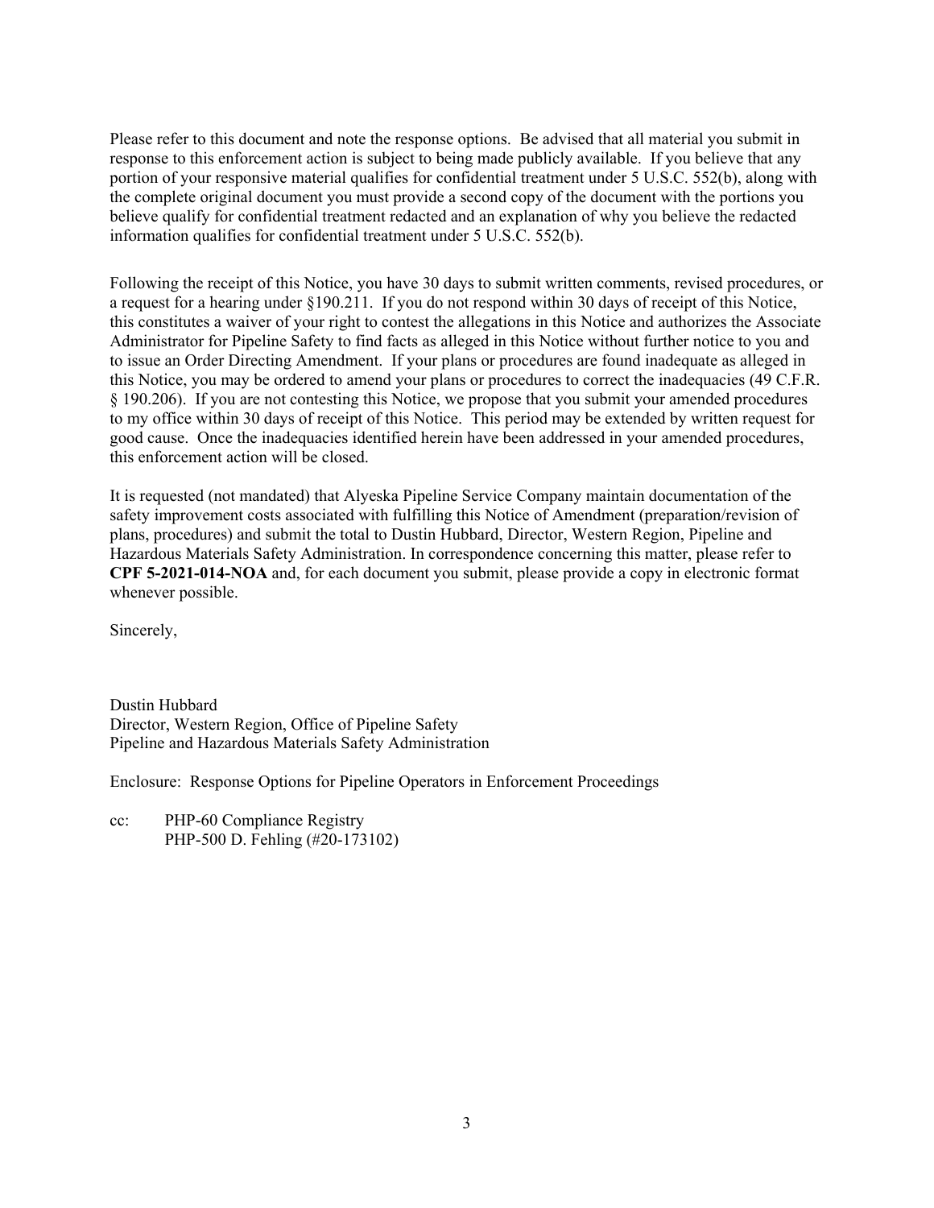Please refer to this document and note the response options. Be advised that all material you submit in response to this enforcement action is subject to being made publicly available. If you believe that any portion of your responsive material qualifies for confidential treatment under 5 U.S.C. 552(b), along with the complete original document you must provide a second copy of the document with the portions you believe qualify for confidential treatment redacted and an explanation of why you believe the redacted information qualifies for confidential treatment under 5 U.S.C. 552(b).

Following the receipt of this Notice, you have 30 days to submit written comments, revised procedures, or a request for a hearing under §190.211. If you do not respond within 30 days of receipt of this Notice, this constitutes a waiver of your right to contest the allegations in this Notice and authorizes the Associate Administrator for Pipeline Safety to find facts as alleged in this Notice without further notice to you and to issue an Order Directing Amendment. If your plans or procedures are found inadequate as alleged in this Notice, you may be ordered to amend your plans or procedures to correct the inadequacies (49 C.F.R. § 190.206). If you are not contesting this Notice, we propose that you submit your amended procedures to my office within 30 days of receipt of this Notice. This period may be extended by written request for good cause. Once the inadequacies identified herein have been addressed in your amended procedures, this enforcement action will be closed.

It is requested (not mandated) that Alyeska Pipeline Service Company maintain documentation of the safety improvement costs associated with fulfilling this Notice of Amendment (preparation/revision of plans, procedures) and submit the total to Dustin Hubbard, Director, Western Region, Pipeline and Hazardous Materials Safety Administration. In correspondence concerning this matter, please refer to **CPF 5-2021-014-NOA** and, for each document you submit, please provide a copy in electronic format whenever possible.

Sincerely,

Dustin Hubbard
Director, Western Region, Office of Pipeline Safety
Pipeline and Hazardous Materials Safety Administration

Enclosure: Response Options for Pipeline Operators in Enforcement Proceedings

cc: PHP-60 Compliance Registry
PHP-500 D. Fehling (#20-173102)